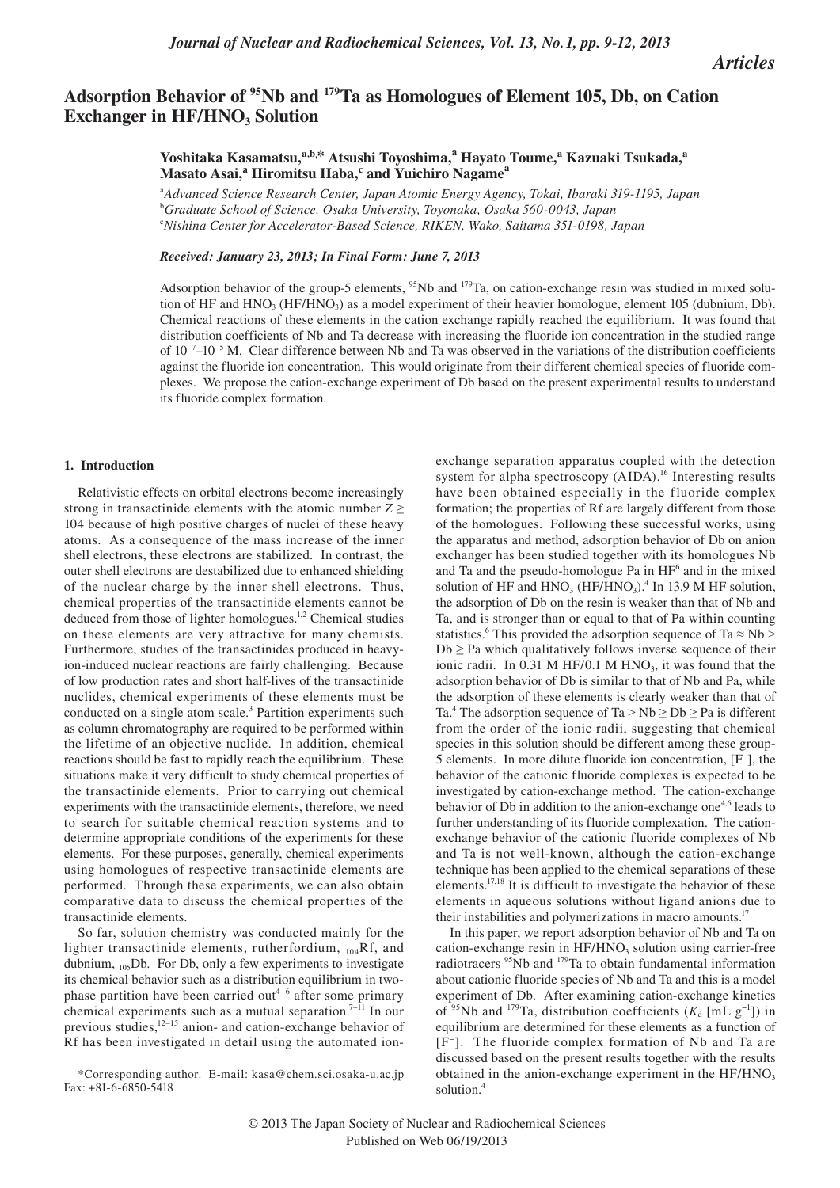# Adsorption Behavior of $^{95}$Nb and $^{179}$Ta as Homologues of Element 105, Db, on Cation Exchanger in $HF/HNO_3$ Solution

**Yoshitaka Kasamatsu,[a,b,*] Atsushi Toyoshima,[a] Hayato Toume,[a] Kazuaki Tsukada,[a] Masato Asai,[a] Hiromitsu Haba,[c] and Yuichiro Nagame[a]**

[a] *Advanced Science Research Center, Japan Atomic Energy Agency, Tokai, Ibaraki 319-1195, Japan*
[b] *Graduate School of Science, Osaka University, Toyonaka, Osaka 560-0043, Japan*
[c] *Nishina Center for Accelerator-Based Science, RIKEN, Wako, Saitama 351-0198, Japan*

***Received: January 23, 2013; In Final Form: June 7, 2013***

Adsorption behavior of the group-5 elements, $^{95}$Nb and $^{179}$Ta, on cation-exchange resin was studied in mixed solution of HF and $HNO_3$ ($HF/HNO_3$) as a model experiment of their heavier homologue, element 105 (dubnium, Db). Chemical reactions of these elements in the cation exchange rapidly reached the equilibrium. It was found that distribution coefficients of Nb and Ta decrease with increasing the fluoride ion concentration in the studied range of $10^{-7}$–$10^{-5}$ M. Clear difference between Nb and Ta was observed in the variations of the distribution coefficients against the fluoride ion concentration. This would originate from their different chemical species of fluoride complexes. We propose the cation-exchange experiment of Db based on the present experimental results to understand its fluoride complex formation.

## 1. Introduction

Relativistic effects on orbital electrons become increasingly strong in transactinide elements with the atomic number $Z \geq 104$ because of high positive charges of nuclei of these heavy atoms. As a consequence of the mass increase of the inner shell electrons, these electrons are stabilized. In contrast, the outer shell electrons are destabilized due to enhanced shielding of the nuclear charge by the inner shell electrons. Thus, chemical properties of the transactinide elements cannot be deduced from those of lighter homologues.[1,2] Chemical studies on these elements are very attractive for many chemists. Furthermore, studies of the transactinides produced in heavy-ion-induced nuclear reactions are fairly challenging. Because of low production rates and short half-lives of the transactinide nuclides, chemical experiments of these elements must be conducted on a single atom scale.[3] Partition experiments such as column chromatography are required to be performed within the lifetime of an objective nuclide. In addition, chemical reactions should be fast to rapidly reach the equilibrium. These situations make it very difficult to study chemical properties of the transactinide elements. Prior to carrying out chemical experiments with the transactinide elements, therefore, we need to search for suitable chemical reaction systems and to determine appropriate conditions of the experiments for these elements. For these purposes, generally, chemical experiments using homologues of respective transactinide elements are performed. Through these experiments, we can also obtain comparative data to discuss the chemical properties of the transactinide elements.

So far, solution chemistry was conducted mainly for the lighter transactinide elements, rutherfordium, $_{104}$Rf, and dubnium, $_{105}$Db. For Db, only a few experiments to investigate its chemical behavior such as a distribution equilibrium in two-phase partition have been carried out[4–6] after some primary chemical experiments such as a mutual separation.[7–11] In our previous studies,[12–15] anion- and cation-exchange behavior of Rf has been investigated in detail using the automated ion-exchange separation apparatus coupled with the detection system for alpha spectroscopy (AIDA).[16] Interesting results have been obtained especially in the fluoride complex formation; the properties of Rf are largely different from those of the homologues. Following these successful works, using the apparatus and method, adsorption behavior of Db on anion exchanger has been studied together with its homologues Nb and Ta and the pseudo-homologue Pa in HF[6] and in the mixed solution of HF and $HNO_3$ ($HF/HNO_3$).[4] In 13.9 M HF solution, the adsorption of Db on the resin is weaker than that of Nb and Ta, and is stronger than or equal to that of Pa within counting statistics.[6] This provided the adsorption sequence of Ta ≈ Nb > Db ≥ Pa which qualitatively follows inverse sequence of their ionic radii. In 0.31 M HF/0.1 M $HNO_3$, it was found that the adsorption behavior of Db is similar to that of Nb and Pa, while the adsorption of these elements is clearly weaker than that of Ta.[4] The adsorption sequence of Ta > Nb ≥ Db ≥ Pa is different from the order of the ionic radii, suggesting that chemical species in this solution should be different among these group-5 elements. In more dilute fluoride ion concentration, [F$^-$], the behavior of the cationic fluoride complexes is expected to be investigated by cation-exchange method. The cation-exchange behavior of Db in addition to the anion-exchange one[4,6] leads to further understanding of its fluoride complexation. The cation-exchange behavior of the cationic fluoride complexes of Nb and Ta is not well-known, although the cation-exchange technique has been applied to the chemical separations of these elements.[17,18] It is difficult to investigate the behavior of these elements in aqueous solutions without ligand anions due to their instabilities and polymerizations in macro amounts.[17]

In this paper, we report adsorption behavior of Nb and Ta on cation-exchange resin in $HF/HNO_3$ solution using carrier-free radiotracers $^{95}$Nb and $^{179}$Ta to obtain fundamental information about cationic fluoride species of Nb and Ta and this is a model experiment of Db. After examining cation-exchange kinetics of $^{95}$Nb and $^{179}$Ta, distribution coefficients ($K_d$ [mL g$^{-1}$]) in equilibrium are determined for these elements as a function of [F$^-$]. The fluoride complex formation of Nb and Ta are discussed based on the present results together with the results obtained in the anion-exchange experiment in the $HF/HNO_3$ solution.[4]

*Corresponding author. E-mail: kasa@chem.sci.osaka-u.ac.jp Fax: +81-6-6850-5418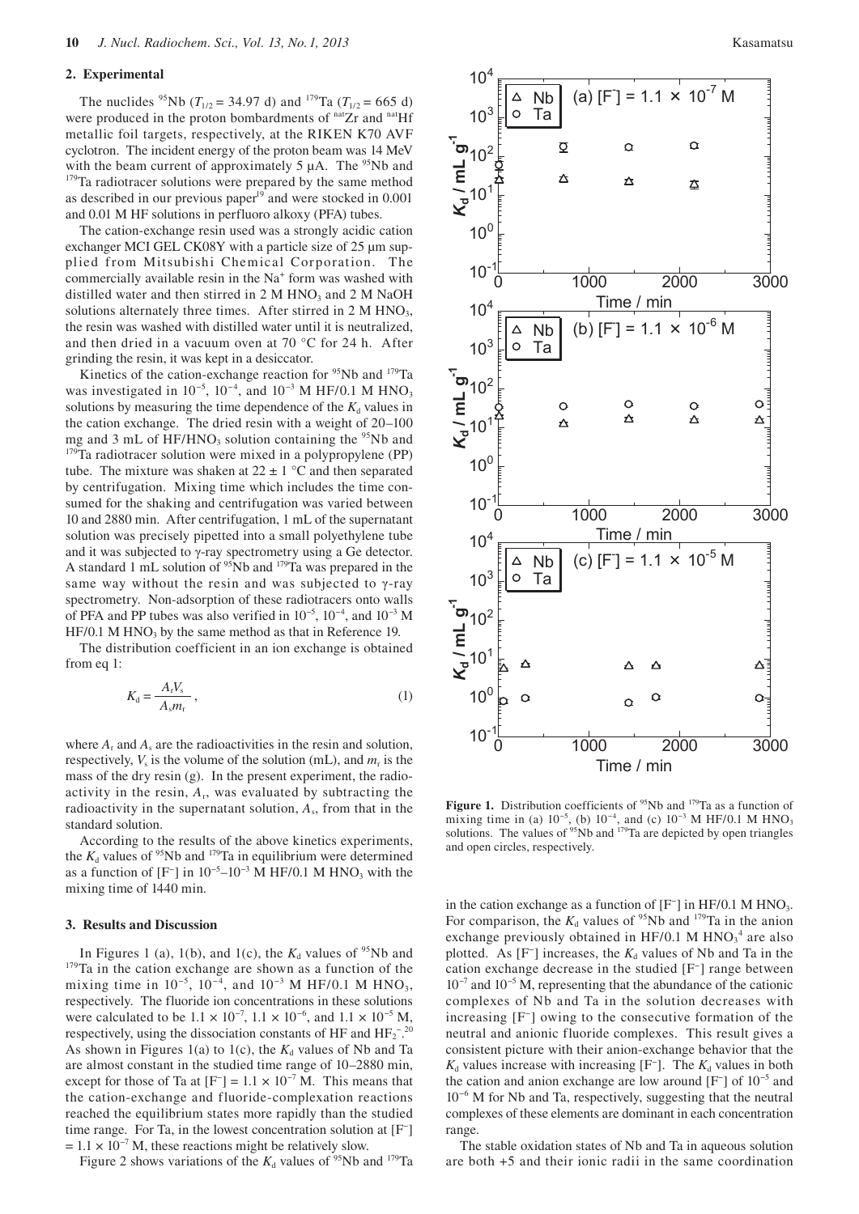## 2. Experimental

The nuclides $^{95}$Nb ($T_{1/2}$ = 34.97 d) and $^{179}$Ta ($T_{1/2}$ = 665 d) were produced in the proton bombardments of $^{nat}$Zr and $^{nat}$Hf metallic foil targets, respectively, at the RIKEN K70 AVF cyclotron. The incident energy of the proton beam was 14 MeV with the beam current of approximately 5 μA. The $^{95}$Nb and $^{179}$Ta radiotracer solutions were prepared by the same method as described in our previous paper[19] and were stocked in 0.001 and 0.01 M HF solutions in perfluoro alkoxy (PFA) tubes.

The cation-exchange resin used was a strongly acidic cation exchanger MCI GEL CK08Y with a particle size of 25 μm supplied from Mitsubishi Chemical Corporation. The commercially available resin in the $Na^+$ form was washed with distilled water and then stirred in 2 M $HNO_3$ and 2 M NaOH solutions alternately three times. After stirred in 2 M $HNO_3$, the resin was washed with distilled water until it is neutralized, and then dried in a vacuum oven at 70 °C for 24 h. After grinding the resin, it was kept in a desiccator.

Kinetics of the cation-exchange reaction for $^{95}$Nb and $^{179}$Ta was investigated in $10^{-5}$, $10^{-4}$, and $10^{-3}$ M HF/0.1 M $HNO_3$ solutions by measuring the time dependence of the $K_d$ values in the cation exchange. The dried resin with a weight of 20–100 mg and 3 mL of HF/$HNO_3$ solution containing the $^{95}$Nb and $^{179}$Ta radiotracer solution were mixed in a polypropylene (PP) tube. The mixture was shaken at 22 ± 1 °C and then separated by centrifugation. Mixing time which includes the time consumed for the shaking and centrifugation was varied between 10 and 2880 min. After centrifugation, 1 mL of the supernatant solution was precisely pipetted into a small polyethylene tube and it was subjected to γ-ray spectrometry using a Ge detector. A standard 1 mL solution of $^{95}$Nb and $^{179}$Ta was prepared in the same way without the resin and was subjected to γ-ray spectrometry. Non-adsorption of these radiotracers onto walls of PFA and PP tubes was also verified in $10^{-5}$, $10^{-4}$, and $10^{-3}$ M HF/0.1 M $HNO_3$ by the same method as that in Reference 19.

The distribution coefficient in an ion exchange is obtained from eq 1:

$$K_d = \frac{A_r V_s}{A_s m_r}, \quad (1)$$

where $A_r$ and $A_s$ are the radioactivities in the resin and solution, respectively, $V_s$ is the volume of the solution (mL), and $m_r$ is the mass of the dry resin (g). In the present experiment, the radioactivity in the resin, $A_r$, was evaluated by subtracting the radioactivity in the supernatant solution, $A_s$, from that in the standard solution.

According to the results of the above kinetics experiments, the $K_d$ values of $^{95}$Nb and $^{179}$Ta in equilibrium were determined as a function of $[F^-]$ in $10^{-5}$–$10^{-3}$ M HF/0.1 M $HNO_3$ with the mixing time of 1440 min.

## 3. Results and Discussion

In Figures 1 (a), 1(b), and 1(c), the $K_d$ values of $^{95}$Nb and $^{179}$Ta in the cation exchange are shown as a function of the mixing time in $10^{-5}$, $10^{-4}$, and $10^{-3}$ M HF/0.1 M $HNO_3$, respectively. The fluoride ion concentrations in these solutions were calculated to be $1.1 \times 10^{-7}$, $1.1 \times 10^{-6}$, and $1.1 \times 10^{-5}$ M, respectively, using the dissociation constants of HF and $HF_2^-$.[20] As shown in Figures 1(a) to 1(c), the $K_d$ values of Nb and Ta are almost constant in the studied time range of 10–2880 min, except for those of Ta at $[F^-] = 1.1 \times 10^{-7}$ M. This means that the cation-exchange and fluoride-complexation reactions reached the equilibrium states more rapidly than the studied time range. For Ta, in the lowest concentration solution at $[F^-] = 1.1 \times 10^{-7}$ M, these reactions might be relatively slow.

Figure 2 shows variations of the $K_d$ values of $^{95}$Nb and $^{179}$Ta in the cation exchange as a function of $[F^-]$ in HF/0.1 M $HNO_3$. For comparison, the $K_d$ values of $^{95}$Nb and $^{179}$Ta in the anion exchange previously obtained in HF/0.1 M $HNO_3$[4] are also plotted. As $[F^-]$ increases, the $K_d$ values of Nb and Ta in the cation exchange decrease in the studied $[F^-]$ range between $10^{-7}$ and $10^{-5}$ M, representing that the abundance of the cationic complexes of Nb and Ta in the solution decreases with increasing $[F^-]$ owing to the consecutive formation of the neutral and anionic fluoride complexes. This result gives a consistent picture with their anion-exchange behavior that the $K_d$ values increase with increasing $[F^-]$. The $K_d$ values in both the cation and anion exchange are low around $[F^-]$ of $10^{-5}$ and $10^{-6}$ M for Nb and Ta, respectively, suggesting that the neutral complexes of these elements are dominant in each concentration range.

The stable oxidation states of Nb and Ta in aqueous solution are both +5 and their ionic radii in the same coordination

**Figure 1.** Distribution coefficients of $^{95}$Nb and $^{179}$Ta as a function of mixing time in (a) $10^{-5}$, (b) $10^{-4}$, and (c) $10^{-3}$ M HF/0.1 M $HNO_3$ solutions. The values of $^{95}$Nb and $^{179}$Ta are depicted by open triangles and open circles, respectively.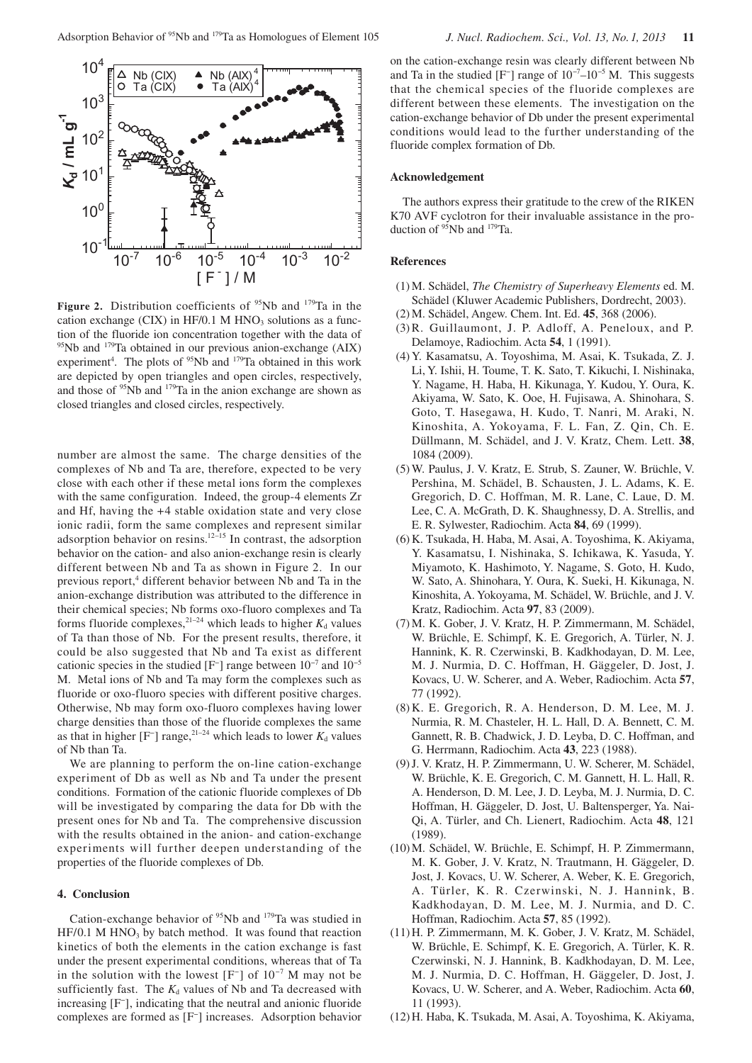**Figure 2.** Distribution coefficients of $^{95}$Nb and $^{179}$Ta in the cation exchange (CIX) in HF/0.1 M $HNO_3$ solutions as a function of the fluoride ion concentration together with the data of $^{95}$Nb and $^{179}$Ta obtained in our previous anion-exchange (AIX) experiment[4]. The plots of $^{95}$Nb and $^{179}$Ta obtained in this work are depicted by open triangles and open circles, respectively, and those of $^{95}$Nb and $^{179}$Ta in the anion exchange are shown as closed triangles and closed circles, respectively.

number are almost the same. The charge densities of the complexes of Nb and Ta are, therefore, expected to be very close with each other if these metal ions form the complexes with the same configuration. Indeed, the group-4 elements Zr and Hf, having the +4 stable oxidation state and very close ionic radii, form the same complexes and represent similar adsorption behavior on resins.[12–15] In contrast, the adsorption behavior on the cation- and also anion-exchange resin is clearly different between Nb and Ta as shown in Figure 2. In our previous report,[4] different behavior between Nb and Ta in the anion-exchange distribution was attributed to the difference in their chemical species; Nb forms oxo-fluoro complexes and Ta forms fluoride complexes,[21–24] which leads to higher $K_d$ values of Ta than those of Nb. For the present results, therefore, it could be also suggested that Nb and Ta exist as different cationic species in the studied [$F^-$] range between $10^{-7}$ and $10^{-5}$ M. Metal ions of Nb and Ta may form the complexes such as fluoride or oxo-fluoro species with different positive charges. Otherwise, Nb may form oxo-fluoro complexes having lower charge densities than those of the fluoride complexes the same as that in higher [$F^-$] range,[21–24] which leads to lower $K_d$ values of Nb than Ta.

We are planning to perform the on-line cation-exchange experiment of Db as well as Nb and Ta under the present conditions. Formation of the cationic fluoride complexes of Db will be investigated by comparing the data for Db with the present ones for Nb and Ta. The comprehensive discussion with the results obtained in the anion- and cation-exchange experiments will further deepen understanding of the properties of the fluoride complexes of Db.

## 4. Conclusion

Cation-exchange behavior of $^{95}$Nb and $^{179}$Ta was studied in HF/0.1 M $HNO_3$ by batch method. It was found that reaction kinetics of both the elements in the cation exchange is fast under the present experimental conditions, whereas that of Ta in the solution with the lowest [$F^-$] of $10^{-7}$ M may not be sufficiently fast. The $K_d$ values of Nb and Ta decreased with increasing [$F^-$], indicating that the neutral and anionic fluoride complexes are formed as [$F^-$] increases. Adsorption behavior on the cation-exchange resin was clearly different between Nb and Ta in the studied [$F^-$] range of $10^{-7}$–$10^{-5}$ M. This suggests that the chemical species of the fluoride complexes are different between these elements. The investigation on the cation-exchange behavior of Db under the present experimental conditions would lead to the further understanding of the fluoride complex formation of Db.

## Acknowledgement

The authors express their gratitude to the crew of the RIKEN K70 AVF cyclotron for their invaluable assistance in the production of $^{95}$Nb and $^{179}$Ta.

## References

(1) M. Schädel, *The Chemistry of Superheavy Elements* ed. M. Schädel (Kluwer Academic Publishers, Dordrecht, 2003).

(2) M. Schädel, Angew. Chem. Int. Ed. **45**, 368 (2006).

(3) R. Guillaumont, J. P. Adloff, A. Peneloux, and P. Delamoye, Radiochim. Acta **54**, 1 (1991).

(4) Y. Kasamatsu, A. Toyoshima, M. Asai, K. Tsukada, Z. J. Li, Y. Ishii, H. Toume, T. K. Sato, T. Kikuchi, I. Nishinaka, Y. Nagame, H. Haba, H. Kikunaga, Y. Kudou, Y. Oura, K. Akiyama, W. Sato, K. Ooe, H. Fujisawa, A. Shinohara, S. Goto, T. Hasegawa, H. Kudo, T. Nanri, M. Araki, N. Kinoshita, A. Yokoyama, F. L. Fan, Z. Qin, Ch. E. Düllmann, M. Schädel, and J. V. Kratz, Chem. Lett. **38**, 1084 (2009).

(5) W. Paulus, J. V. Kratz, E. Strub, S. Zauner, W. Brüchle, V. Pershina, M. Schädel, B. Schausten, J. L. Adams, K. E. Gregorich, D. C. Hoffman, M. R. Lane, C. Laue, D. M. Lee, C. A. McGrath, D. K. Shaughnessy, D. A. Strellis, and E. R. Sylwester, Radiochim. Acta **84**, 69 (1999).

(6) K. Tsukada, H. Haba, M. Asai, A. Toyoshima, K. Akiyama, Y. Kasamatsu, I. Nishinaka, S. Ichikawa, K. Yasuda, Y. Miyamoto, K. Hashimoto, Y. Nagame, S. Goto, H. Kudo, W. Sato, A. Shinohara, Y. Oura, K. Sueki, H. Kikunaga, N. Kinoshita, A. Yokoyama, M. Schädel, W. Brüchle, and J. V. Kratz, Radiochim. Acta **97**, 83 (2009).

(7) M. K. Gober, J. V. Kratz, H. P. Zimmermann, M. Schädel, W. Brüchle, E. Schimpf, K. E. Gregorich, A. Türler, N. J. Hannink, K. R. Czerwinski, B. Kadkhodayan, D. M. Lee, M. J. Nurmia, D. C. Hoffman, H. Gäggeler, D. Jost, J. Kovacs, U. W. Scherer, and A. Weber, Radiochim. Acta **57**, 77 (1992).

(8) K. E. Gregorich, R. A. Henderson, D. M. Lee, M. J. Nurmia, R. M. Chasteler, H. L. Hall, D. A. Bennett, C. M. Gannett, R. B. Chadwick, J. D. Leyba, D. C. Hoffman, and G. Herrmann, Radiochim. Acta **43**, 223 (1988).

(9) J. V. Kratz, H. P. Zimmermann, U. W. Scherer, M. Schädel, W. Brüchle, K. E. Gregorich, C. M. Gannett, H. L. Hall, R. A. Henderson, D. M. Lee, J. D. Leyba, M. J. Nurmia, D. C. Hoffman, H. Gäggeler, D. Jost, U. Baltensperger, Ya. Nai-Qi, A. Türler, and Ch. Lienert, Radiochim. Acta **48**, 121 (1989).

(10) M. Schädel, W. Brüchle, E. Schimpf, H. P. Zimmermann, M. K. Gober, J. V. Kratz, N. Trautmann, H. Gäggeler, D. Jost, J. Kovacs, U. W. Scherer, A. Weber, K. E. Gregorich, A. Türler, K. R. Czerwinski, N. J. Hannink, B. Kadkhodayan, D. M. Lee, M. J. Nurmia, and D. C. Hoffman, Radiochim. Acta **57**, 85 (1992).

(11) H. P. Zimmermann, M. K. Gober, J. V. Kratz, M. Schädel, W. Brüchle, E. Schimpf, K. E. Gregorich, A. Türler, K. R. Czerwinski, N. J. Hannink, B. Kadkhodayan, D. M. Lee, M. J. Nurmia, D. C. Hoffman, H. Gäggeler, D. Jost, J. Kovacs, U. W. Scherer, and A. Weber, Radiochim. Acta **60**, 11 (1993).

(12) H. Haba, K. Tsukada, M. Asai, A. Toyoshima, K. Akiyama,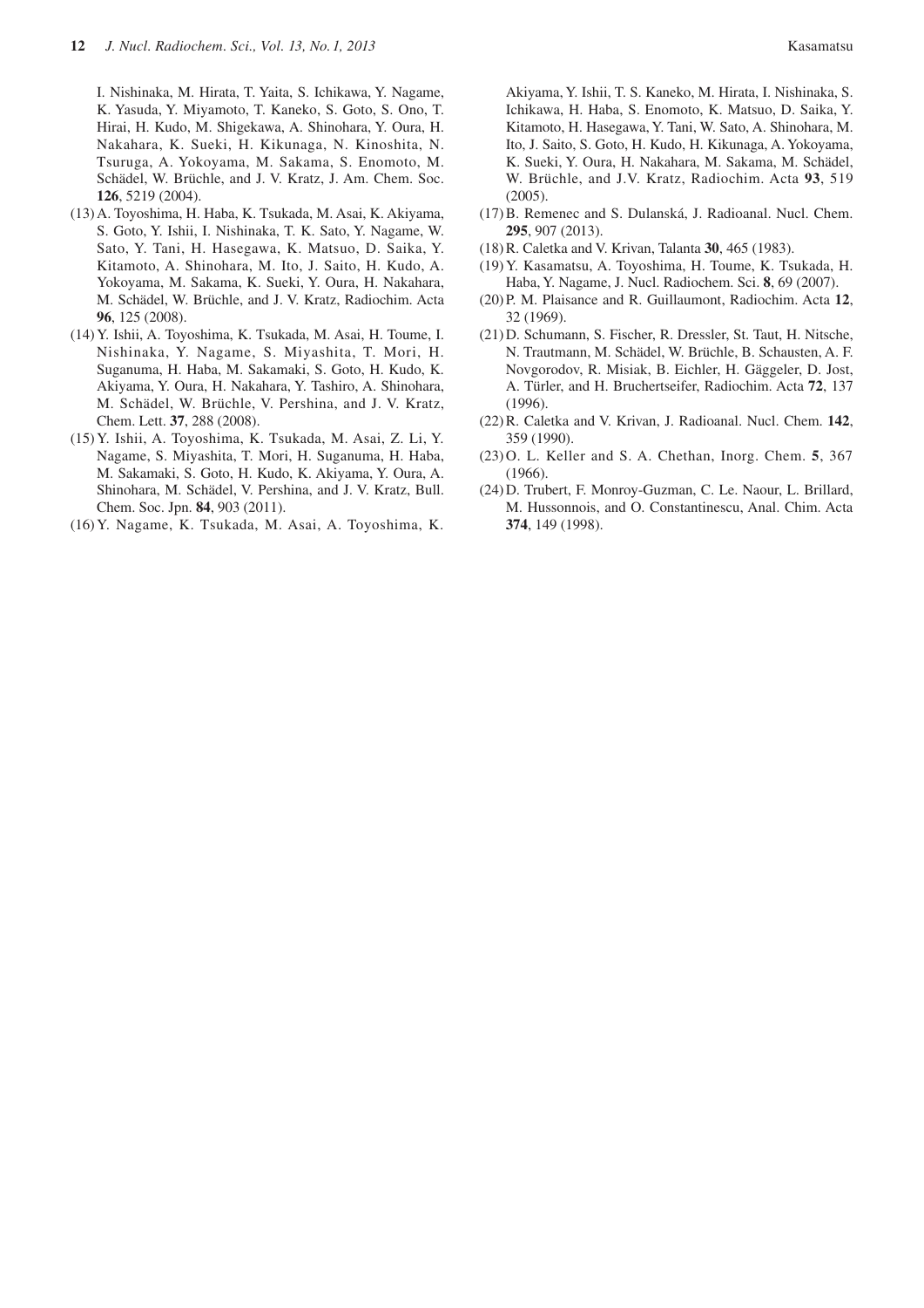I. Nishinaka, M. Hirata, T. Yaita, S. Ichikawa, Y. Nagame, K. Yasuda, Y. Miyamoto, T. Kaneko, S. Goto, S. Ono, T. Hirai, H. Kudo, M. Shigekawa, A. Shinohara, Y. Oura, H. Nakahara, K. Sueki, H. Kikunaga, N. Kinoshita, N. Tsuruga, A. Yokoyama, M. Sakama, S. Enomoto, M. Schädel, W. Brüchle, and J. V. Kratz, J. Am. Chem. Soc. **126**, 5219 (2004).

(13) A. Toyoshima, H. Haba, K. Tsukada, M. Asai, K. Akiyama, S. Goto, Y. Ishii, I. Nishinaka, T. K. Sato, Y. Nagame, W. Sato, Y. Tani, H. Hasegawa, K. Matsuo, D. Saika, Y. Kitamoto, A. Shinohara, M. Ito, J. Saito, S. Goto, H. Kudo, A. Yokoyama, M. Sakama, K. Sueki, Y. Oura, H. Nakahara, M. Schädel, W. Brüchle, and J. V. Kratz, Radiochim. Acta **96**, 125 (2008).

(14) Y. Ishii, A. Toyoshima, K. Tsukada, M. Asai, H. Toume, I. Nishinaka, Y. Nagame, S. Miyashita, T. Mori, H. Suganuma, H. Haba, M. Sakamaki, S. Goto, H. Kudo, K. Akiyama, Y. Oura, H. Nakahara, Y. Tashiro, A. Shinohara, M. Schädel, W. Brüchle, V. Pershina, and J. V. Kratz, Chem. Lett. **37**, 288 (2008).

(15) Y. Ishii, A. Toyoshima, K. Tsukada, M. Asai, Z. Li, Y. Nagame, S. Miyashita, T. Mori, H. Suganuma, H. Haba, M. Sakamaki, S. Goto, H. Kudo, K. Akiyama, Y. Oura, A. Shinohara, M. Schädel, V. Pershina, and J. V. Kratz, Bull. Chem. Soc. Jpn. **84**, 903 (2011).

(16) Y. Nagame, K. Tsukada, M. Asai, A. Toyoshima, K. Akiyama, Y. Ishii, T. S. Kaneko, M. Hirata, I. Nishinaka, S. Ichikawa, H. Haba, S. Enomoto, K. Matsuo, D. Saika, Y. Kitamoto, H. Hasegawa, Y. Tani, W. Sato, A. Shinohara, M. Ito, J. Saito, S. Goto, H. Kudo, H. Kikunaga, A. Yokoyama, K. Sueki, Y. Oura, H. Nakahara, M. Sakama, M. Schädel, W. Brüchle, and J.V. Kratz, Radiochim. Acta **93**, 519 (2005).

(17) B. Remenec and S. Dulanská, J. Radioanal. Nucl. Chem. **295**, 907 (2013).

(18) R. Caletka and V. Krivan, Talanta **30**, 465 (1983).

(19) Y. Kasamatsu, A. Toyoshima, H. Toume, K. Tsukada, H. Haba, Y. Nagame, J. Nucl. Radiochem. Sci. **8**, 69 (2007).

(20) P. M. Plaisance and R. Guillaumont, Radiochim. Acta **12**, 32 (1969).

(21) D. Schumann, S. Fischer, R. Dressler, St. Taut, H. Nitsche, N. Trautmann, M. Schädel, W. Brüchle, B. Schausten, A. F. Novgorodov, R. Misiak, B. Eichler, H. Gäggeler, D. Jost, A. Türler, and H. Bruchertseifer, Radiochim. Acta **72**, 137 (1996).

(22) R. Caletka and V. Krivan, J. Radioanal. Nucl. Chem. **142**, 359 (1990).

(23) O. L. Keller and S. A. Chethan, Inorg. Chem. **5**, 367 (1966).

(24) D. Trubert, F. Monroy-Guzman, C. Le. Naour, L. Brillard, M. Hussonnois, and O. Constantinescu, Anal. Chim. Acta **374**, 149 (1998).